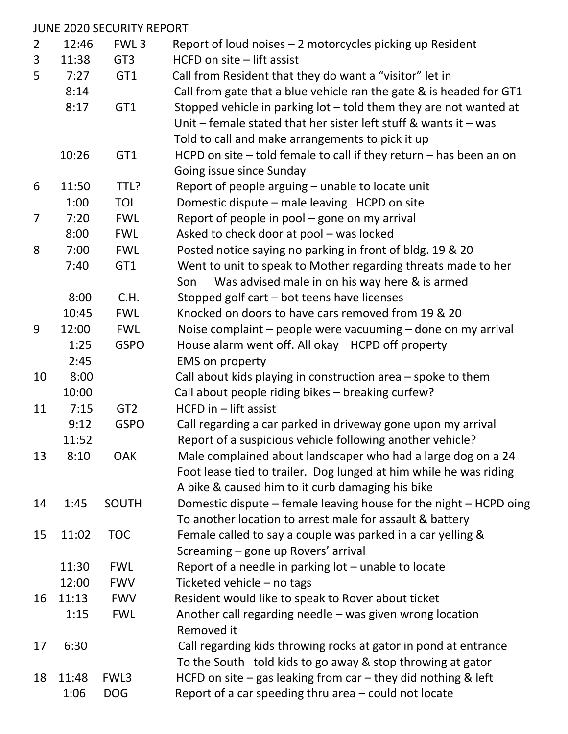JUNE 2020 SECURITY REPORT

| Day | Time | Location | Description |
|---|---|---|---|
| 2 | 12:46 | FWL 3 | Report of loud noises – 2 motorcycles picking up Resident |
| 3 | 11:38 | GT3 | HCFD on site – lift assist |
| 5 | 7:27 | GT1 | Call from Resident that they do want a “visitor” let in |
| | 8:14 | | Call from gate that a blue vehicle ran the gate & is headed for GT1 |
| | 8:17 | GT1 | Stopped vehicle in parking lot – told them they are not wanted at Unit – female stated that her sister left stuff & wants it – was Told to call and make arrangements to pick it up |
| | 10:26 | GT1 | HCPD on site – told female to call if they return – has been an on Going issue since Sunday |
| 6 | 11:50 | TTL? | Report of people arguing – unable to locate unit |
| | 1:00 | TOL | Domestic dispute – male leaving HCPD on site |
| 7 | 7:20 | FWL | Report of people in pool – gone on my arrival |
| | 8:00 | FWL | Asked to check door at pool – was locked |
| 8 | 7:00 | FWL | Posted notice saying no parking in front of bldg. 19 & 20 |
| | 7:40 | GT1 | Went to unit to speak to Mother regarding threats made to her Son Was advised male in on his way here & is armed |
| | 8:00 | C.H. | Stopped golf cart – bot teens have licenses |
| | 10:45 | FWL | Knocked on doors to have cars removed from 19 & 20 |
| 9 | 12:00 | FWL | Noise complaint – people were vacuuming – done on my arrival |
| | 1:25 | GSPO | House alarm went off. All okay HCPD off property |
| | 2:45 | | EMS on property |
| 10 | 8:00 | | Call about kids playing in construction area – spoke to them |
| | 10:00 | | Call about people riding bikes – breaking curfew? |
| 11 | 7:15 | GT2 | HCFD in – lift assist |
| | 9:12 | GSPO | Call regarding a car parked in driveway gone upon my arrival |
| | 11:52 | | Report of a suspicious vehicle following another vehicle? |
| 13 | 8:10 | OAK | Male complained about landscaper who had a large dog on a 24 Foot lease tied to trailer. Dog lunged at him while he was riding A bike & caused him to it curb damaging his bike |
| 14 | 1:45 | SOUTH | Domestic dispute – female leaving house for the night – HCPD oing To another location to arrest male for assault & battery |
| 15 | 11:02 | TOC | Female called to say a couple was parked in a car yelling & Screaming – gone up Rovers’ arrival |
| | 11:30 | FWL | Report of a needle in parking lot – unable to locate |
| | 12:00 | FWV | Ticketed vehicle – no tags |
| 16 | 11:13 | FWV | Resident would like to speak to Rover about ticket |
| | 1:15 | FWL | Another call regarding needle – was given wrong location Removed it |
| 17 | 6:30 | | Call regarding kids throwing rocks at gator in pond at entrance To the South told kids to go away & stop throwing at gator |
| 18 | 11:48 | FWL3 | HCFD on site – gas leaking from car – they did nothing & left |
| | 1:06 | DOG | Report of a car speeding thru area – could not locate |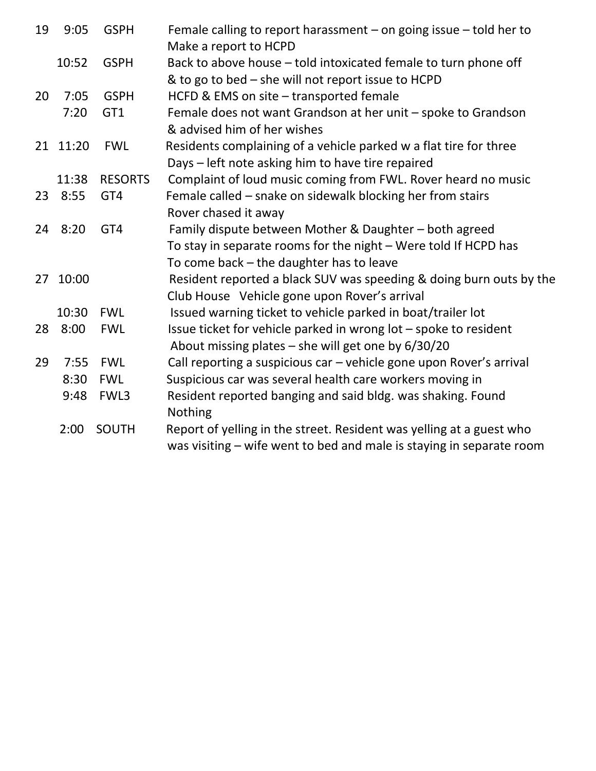| | | | |
|---|---|---|---|
| 19 | 9:05 | GSPH | Female calling to report harassment – on going issue – told her to Make a report to HCPD |
| | 10:52 | GSPH | Back to above house – told intoxicated female to turn phone off & to go to bed – she will not report issue to HCPD |
| 20 | 7:05 | GSPH | HCFD & EMS on site – transported female |
| | 7:20 | GT1 | Female does not want Grandson at her unit – spoke to Grandson & advised him of her wishes |
| 21 | 11:20 | FWL | Residents complaining of a vehicle parked w a flat tire for three Days – left note asking him to have tire repaired |
| | 11:38 | RESORTS | Complaint of loud music coming from FWL. Rover heard no music |
| 23 | 8:55 | GT4 | Female called – snake on sidewalk blocking her from stairs Rover chased it away |
| 24 | 8:20 | GT4 | Family dispute between Mother & Daughter – both agreed To stay in separate rooms for the night – Were told If HCPD has To come back – the daughter has to leave |
| 27 | 10:00 | | Resident reported a black SUV was speeding & doing burn outs by the Club House Vehicle gone upon Rover's arrival |
| | 10:30 | FWL | Issued warning ticket to vehicle parked in boat/trailer lot |
| 28 | 8:00 | FWL | Issue ticket for vehicle parked in wrong lot – spoke to resident About missing plates – she will get one by 6/30/20 |
| 29 | 7:55 | FWL | Call reporting a suspicious car – vehicle gone upon Rover's arrival |
| | 8:30 | FWL | Suspicious car was several health care workers moving in |
| | 9:48 | FWL3 | Resident reported banging and said bldg. was shaking. Found Nothing |
| | 2:00 | SOUTH | Report of yelling in the street. Resident was yelling at a guest who was visiting – wife went to bed and male is staying in separate room |